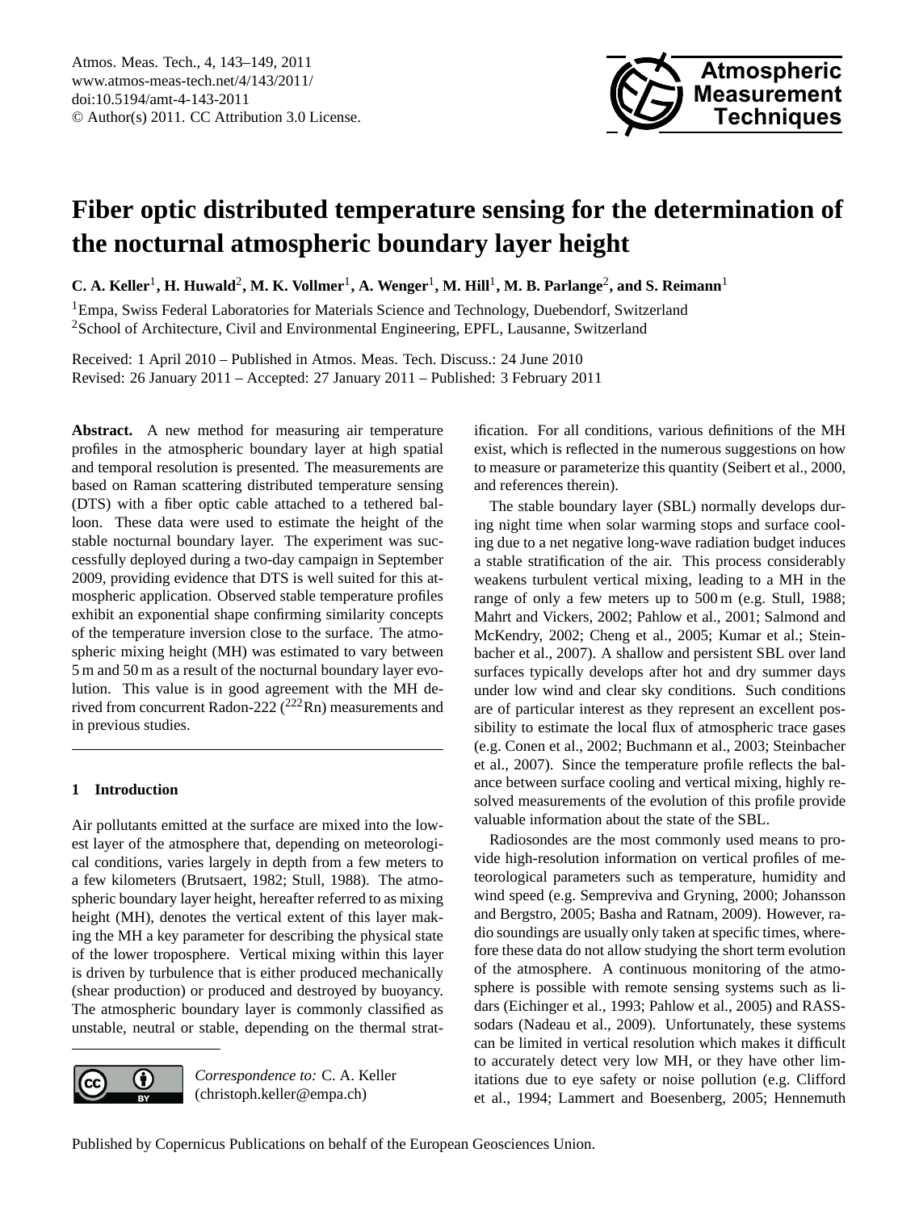# Fiber optic distributed temperature sensing for the determination of the nocturnal atmospheric boundary layer height

**C. A. Keller[1], H. Huwald[2], M. K. Vollmer[1], A. Wenger[1], M. Hill[1], M. B. Parlange[2], and S. Reimann[1]**

[1]Empa, Swiss Federal Laboratories for Materials Science and Technology, Duebendorf, Switzerland
[2]School of Architecture, Civil and Environmental Engineering, EPFL, Lausanne, Switzerland

Received: 1 April 2010 – Published in Atmos. Meas. Tech. Discuss.: 24 June 2010
Revised: 26 January 2011 – Accepted: 27 January 2011 – Published: 3 February 2011

**Abstract.** A new method for measuring air temperature profiles in the atmospheric boundary layer at high spatial and temporal resolution is presented. The measurements are based on Raman scattering distributed temperature sensing (DTS) with a fiber optic cable attached to a tethered balloon. These data were used to estimate the height of the stable nocturnal boundary layer. The experiment was successfully deployed during a two-day campaign in September 2009, providing evidence that DTS is well suited for this atmospheric application. Observed stable temperature profiles exhibit an exponential shape confirming similarity concepts of the temperature inversion close to the surface. The atmospheric mixing height (MH) was estimated to vary between 5 m and 50 m as a result of the nocturnal boundary layer evolution. This value is in good agreement with the MH derived from concurrent Radon-222 ($^{222}$Rn) measurements and in previous studies.

## 1 Introduction

Air pollutants emitted at the surface are mixed into the lowest layer of the atmosphere that, depending on meteorological conditions, varies largely in depth from a few meters to a few kilometers (Brutsaert, 1982; Stull, 1988). The atmospheric boundary layer height, hereafter referred to as mixing height (MH), denotes the vertical extent of this layer making the MH a key parameter for describing the physical state of the lower troposphere. Vertical mixing within this layer is driven by turbulence that is either produced mechanically (shear production) or produced and destroyed by buoyancy. The atmospheric boundary layer is commonly classified as unstable, neutral or stable, depending on the thermal stratification. For all conditions, various definitions of the MH exist, which is reflected in the numerous suggestions on how to measure or parameterize this quantity (Seibert et al., 2000, and references therein).

The stable boundary layer (SBL) normally develops during night time when solar warming stops and surface cooling due to a net negative long-wave radiation budget induces a stable stratification of the air. This process considerably weakens turbulent vertical mixing, leading to a MH in the range of only a few meters up to 500 m (e.g. Stull, 1988; Mahrt and Vickers, 2002; Pahlow et al., 2001; Salmond and McKendry, 2002; Cheng et al., 2005; Kumar et al.; Steinbacher et al., 2007). A shallow and persistent SBL over land surfaces typically develops after hot and dry summer days under low wind and clear sky conditions. Such conditions are of particular interest as they represent an excellent possibility to estimate the local flux of atmospheric trace gases (e.g. Conen et al., 2002; Buchmann et al., 2003; Steinbacher et al., 2007). Since the temperature profile reflects the balance between surface cooling and vertical mixing, highly resolved measurements of the evolution of this profile provide valuable information about the state of the SBL.

Radiosondes are the most commonly used means to provide high-resolution information on vertical profiles of meteorological parameters such as temperature, humidity and wind speed (e.g. Sempreviva and Gryning, 2000; Johansson and Bergstro, 2005; Basha and Ratnam, 2009). However, radio soundings are usually only taken at specific times, wherefore these data do not allow studying the short term evolution of the atmosphere. A continuous monitoring of the atmosphere is possible with remote sensing systems such as lidars (Eichinger et al., 1993; Pahlow et al., 2005) and RASS-sodars (Nadeau et al., 2009). Unfortunately, these systems can be limited in vertical resolution which makes it difficult to accurately detect very low MH, or they have other limitations due to eye safety or noise pollution (e.g. Clifford et al., 1994; Lammert and Boesenberg, 2005; Hennemuth

*Correspondence to:* C. A. Keller (christoph.keller@empa.ch)

Published by Copernicus Publications on behalf of the European Geosciences Union.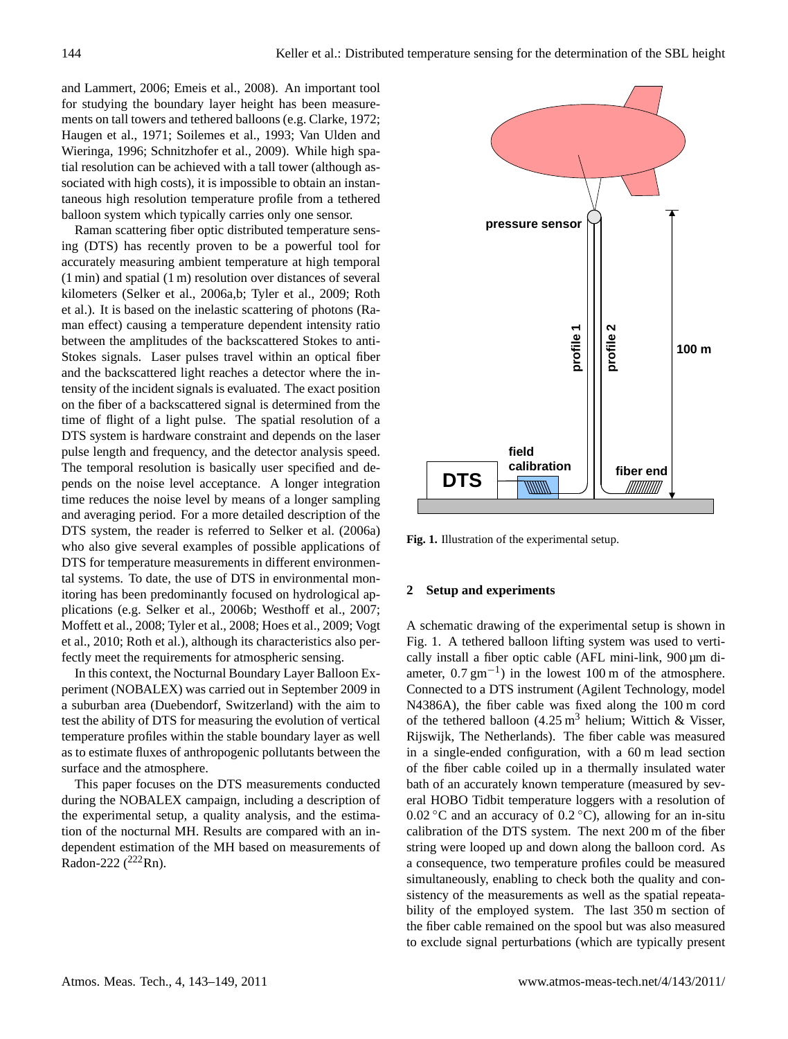and Lammert, 2006; Emeis et al., 2008). An important tool for studying the boundary layer height has been measurements on tall towers and tethered balloons (e.g. Clarke, 1972; Haugen et al., 1971; Soilemes et al., 1993; Van Ulden and Wieringa, 1996; Schnitzhofer et al., 2009). While high spatial resolution can be achieved with a tall tower (although associated with high costs), it is impossible to obtain an instantaneous high resolution temperature profile from a tethered balloon system which typically carries only one sensor.

Raman scattering fiber optic distributed temperature sensing (DTS) has recently proven to be a powerful tool for accurately measuring ambient temperature at high temporal (1 min) and spatial (1 m) resolution over distances of several kilometers (Selker et al., 2006a,b; Tyler et al., 2009; Roth et al.). It is based on the inelastic scattering of photons (Raman effect) causing a temperature dependent intensity ratio between the amplitudes of the backscattered Stokes to anti-Stokes signals. Laser pulses travel within an optical fiber and the backscattered light reaches a detector where the intensity of the incident signals is evaluated. The exact position on the fiber of a backscattered signal is determined from the time of flight of a light pulse. The spatial resolution of a DTS system is hardware constraint and depends on the laser pulse length and frequency, and the detector analysis speed. The temporal resolution is basically user specified and depends on the noise level acceptance. A longer integration time reduces the noise level by means of a longer sampling and averaging period. For a more detailed description of the DTS system, the reader is referred to Selker et al. (2006a) who also give several examples of possible applications of DTS for temperature measurements in different environmental systems. To date, the use of DTS in environmental monitoring has been predominantly focused on hydrological applications (e.g. Selker et al., 2006b; Westhoff et al., 2007; Moffett et al., 2008; Tyler et al., 2008; Hoes et al., 2009; Vogt et al., 2010; Roth et al.), although its characteristics also perfectly meet the requirements for atmospheric sensing.

In this context, the Nocturnal Boundary Layer Balloon Experiment (NOBALEX) was carried out in September 2009 in a suburban area (Duebendorf, Switzerland) with the aim to test the ability of DTS for measuring the evolution of vertical temperature profiles within the stable boundary layer as well as to estimate fluxes of anthropogenic pollutants between the surface and the atmosphere.

This paper focuses on the DTS measurements conducted during the NOBALEX campaign, including a description of the experimental setup, a quality analysis, and the estimation of the nocturnal MH. Results are compared with an independent estimation of the MH based on measurements of Radon-222 ($^{222}$Rn).

**Fig. 1.** Illustration of the experimental setup.

## 2 Setup and experiments

A schematic drawing of the experimental setup is shown in Fig. 1. A tethered balloon lifting system was used to vertically install a fiber optic cable (AFL mini-link, 900 µm diameter, 0.7 g m$^{-1}$) in the lowest 100 m of the atmosphere. Connected to a DTS instrument (Agilent Technology, model N4386A), the fiber cable was fixed along the 100 m cord of the tethered balloon (4.25 m$^3$ helium; Wittich & Visser, Rijswijk, The Netherlands). The fiber cable was measured in a single-ended configuration, with a 60 m lead section of the fiber cable coiled up in a thermally insulated water bath of an accurately known temperature (measured by several HOBO Tidbit temperature loggers with a resolution of 0.02 °C and an accuracy of 0.2 °C), allowing for an in-situ calibration of the DTS system. The next 200 m of the fiber string were looped up and down along the balloon cord. As a consequence, two temperature profiles could be measured simultaneously, enabling to check both the quality and consistency of the measurements as well as the spatial repeatability of the employed system. The last 350 m section of the fiber cable remained on the spool but was also measured to exclude signal perturbations (which are typically present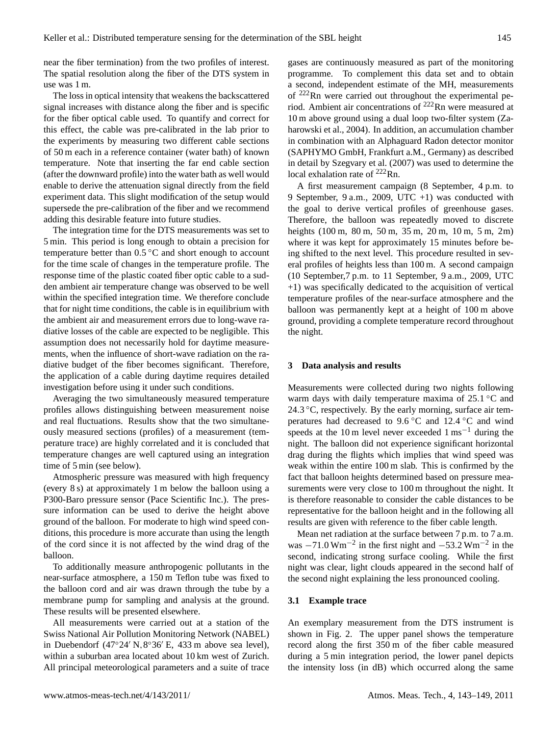near the fiber termination) from the two profiles of interest. The spatial resolution along the fiber of the DTS system in use was 1 m.

The loss in optical intensity that weakens the backscattered signal increases with distance along the fiber and is specific for the fiber optical cable used. To quantify and correct for this effect, the cable was pre-calibrated in the lab prior to the experiments by measuring two different cable sections of 50 m each in a reference container (water bath) of known temperature. Note that inserting the far end cable section (after the downward profile) into the water bath as well would enable to derive the attenuation signal directly from the field experiment data. This slight modification of the setup would supersede the pre-calibration of the fiber and we recommend adding this desirable feature into future studies.

The integration time for the DTS measurements was set to 5 min. This period is long enough to obtain a precision for temperature better than 0.5 °C and short enough to account for the time scale of changes in the temperature profile. The response time of the plastic coated fiber optic cable to a sudden ambient air temperature change was observed to be well within the specified integration time. We therefore conclude that for night time conditions, the cable is in equilibrium with the ambient air and measurement errors due to long-wave radiative losses of the cable are expected to be negligible. This assumption does not necessarily hold for daytime measurements, when the influence of short-wave radiation on the radiative budget of the fiber becomes significant. Therefore, the application of a cable during daytime requires detailed investigation before using it under such conditions.

Averaging the two simultaneously measured temperature profiles allows distinguishing between measurement noise and real fluctuations. Results show that the two simultaneously measured sections (profiles) of a measurement (temperature trace) are highly correlated and it is concluded that temperature changes are well captured using an integration time of 5 min (see below).

Atmospheric pressure was measured with high frequency (every 8 s) at approximately 1 m below the balloon using a P300-Baro pressure sensor (Pace Scientific Inc.). The pressure information can be used to derive the height above ground of the balloon. For moderate to high wind speed conditions, this procedure is more accurate than using the length of the cord since it is not affected by the wind drag of the balloon.

To additionally measure anthropogenic pollutants in the near-surface atmosphere, a 150 m Teflon tube was fixed to the balloon cord and air was drawn through the tube by a membrane pump for sampling and analysis at the ground. These results will be presented elsewhere.

All measurements were carried out at a station of the Swiss National Air Pollution Monitoring Network (NABEL) in Duebendorf (47°24′ N, 8°36′ E, 433 m above sea level), within a suburban area located about 10 km west of Zurich. All principal meteorological parameters and a suite of trace gases are continuously measured as part of the monitoring programme. To complement this data set and to obtain a second, independent estimate of the MH, measurements of $^{222}$Rn were carried out throughout the experimental period. Ambient air concentrations of $^{222}$Rn were measured at 10 m above ground using a dual loop two-filter system (Zaharowski et al., 2004). In addition, an accumulation chamber in combination with an Alphaguard Radon detector monitor (SAPHYMO GmbH, Frankfurt a.M., Germany) as described in detail by Szegvary et al. (2007) was used to determine the local exhalation rate of $^{222}$Rn.

A first measurement campaign (8 September, 4 p.m. to 9 September, 9 a.m., 2009, UTC +1) was conducted with the goal to derive vertical profiles of greenhouse gases. Therefore, the balloon was repeatedly moved to discrete heights (100 m, 80 m, 50 m, 35 m, 20 m, 10 m, 5 m, 2m) where it was kept for approximately 15 minutes before being shifted to the next level. This procedure resulted in several profiles of heights less than 100 m. A second campaign (10 September,7 p.m. to 11 September, 9 a.m., 2009, UTC +1) was specifically dedicated to the acquisition of vertical temperature profiles of the near-surface atmosphere and the balloon was permanently kept at a height of 100 m above ground, providing a complete temperature record throughout the night.

## 3 Data analysis and results

Measurements were collected during two nights following warm days with daily temperature maxima of 25.1 °C and 24.3 °C, respectively. By the early morning, surface air temperatures had decreased to 9.6 °C and 12.4 °C and wind speeds at the 10 m level never exceeded 1 $\mathrm{ms}^{-1}$ during the night. The balloon did not experience significant horizontal drag during the flights which implies that wind speed was weak within the entire 100 m slab. This is confirmed by the fact that balloon heights determined based on pressure measurements were very close to 100 m throughout the night. It is therefore reasonable to consider the cable distances to be representative for the balloon height and in the following all results are given with reference to the fiber cable length.

Mean net radiation at the surface between 7 p.m. to 7 a.m. was $-71.0\,\mathrm{Wm}^{-2}$ in the first night and $-53.2\,\mathrm{Wm}^{-2}$ in the second, indicating strong surface cooling. While the first night was clear, light clouds appeared in the second half of the second night explaining the less pronounced cooling.

### 3.1 Example trace

An exemplary measurement from the DTS instrument is shown in Fig. 2. The upper panel shows the temperature record along the first 350 m of the fiber cable measured during a 5 min integration period, the lower panel depicts the intensity loss (in dB) which occurred along the same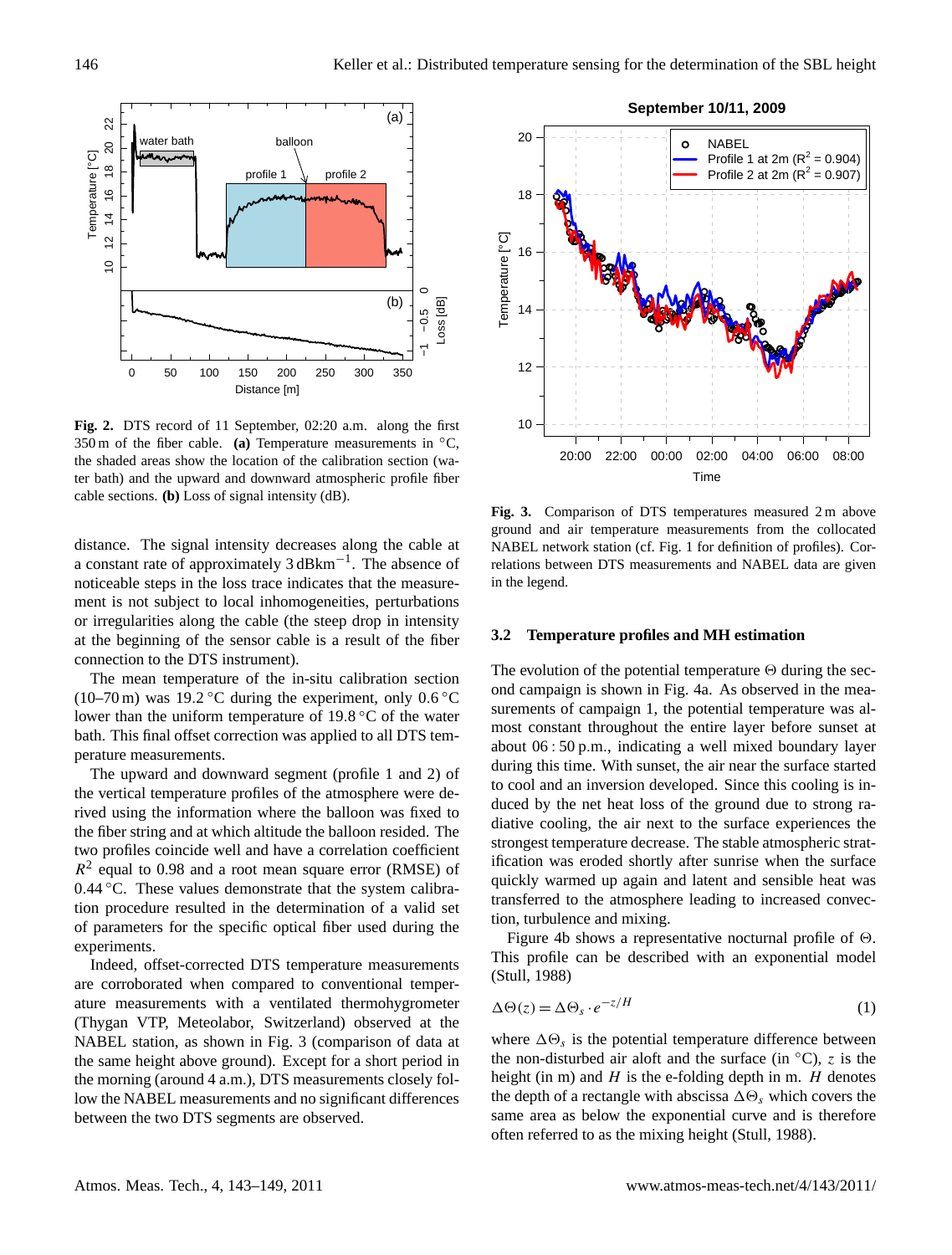**Fig. 2.** DTS record of 11 September, 02:20 a.m. along the first 350 m of the fiber cable. **(a)** Temperature measurements in °C, the shaded areas show the location of the calibration section (water bath) and the upward and downward atmospheric profile fiber cable sections. **(b)** Loss of signal intensity (dB).

distance. The signal intensity decreases along the cable at a constant rate of approximately 3 dBkm$^{-1}$. The absence of noticeable steps in the loss trace indicates that the measurement is not subject to local inhomogeneities, perturbations or irregularities along the cable (the steep drop in intensity at the beginning of the sensor cable is a result of the fiber connection to the DTS instrument).

The mean temperature of the in-situ calibration section (10–70 m) was 19.2 °C during the experiment, only 0.6 °C lower than the uniform temperature of 19.8 °C of the water bath. This final offset correction was applied to all DTS temperature measurements.

The upward and downward segment (profile 1 and 2) of the vertical temperature profiles of the atmosphere were derived using the information where the balloon was fixed to the fiber string and at which altitude the balloon resided. The two profiles coincide well and have a correlation coefficient $R^2$ equal to 0.98 and a root mean square error (RMSE) of 0.44 °C. These values demonstrate that the system calibration procedure resulted in the determination of a valid set of parameters for the specific optical fiber used during the experiments.

Indeed, offset-corrected DTS temperature measurements are corroborated when compared to conventional temperature measurements with a ventilated thermohygrometer (Thygan VTP, Meteolabor, Switzerland) observed at the NABEL station, as shown in Fig. 3 (comparison of data at the same height above ground). Except for a short period in the morning (around 4 a.m.), DTS measurements closely follow the NABEL measurements and no significant differences between the two DTS segments are observed.

**Fig. 3.** Comparison of DTS temperatures measured 2 m above ground and air temperature measurements from the collocated NABEL network station (cf. Fig. 1 for definition of profiles). Correlations between DTS measurements and NABEL data are given in the legend.

### 3.2 Temperature profiles and MH estimation

The evolution of the potential temperature Θ during the second campaign is shown in Fig. 4a. As observed in the measurements of campaign 1, the potential temperature was almost constant throughout the entire layer before sunset at about 06 : 50 p.m., indicating a well mixed boundary layer during this time. With sunset, the air near the surface started to cool and an inversion developed. Since this cooling is induced by the net heat loss of the ground due to strong radiative cooling, the air next to the surface experiences the strongest temperature decrease. The stable atmospheric stratification was eroded shortly after sunrise when the surface quickly warmed up again and latent and sensible heat was transferred to the atmosphere leading to increased convection, turbulence and mixing.

Figure 4b shows a representative nocturnal profile of Θ. This profile can be described with an exponential model (Stull, 1988)

$$\Delta\Theta(z) = \Delta\Theta_s \cdot e^{-z/H} \tag{1}$$

where $\Delta\Theta_s$ is the potential temperature difference between the non-disturbed air aloft and the surface (in °C), $z$ is the height (in m) and $H$ is the e-folding depth in m. $H$ denotes the depth of a rectangle with abscissa $\Delta\Theta_s$ which covers the same area as below the exponential curve and is therefore often referred to as the mixing height (Stull, 1988).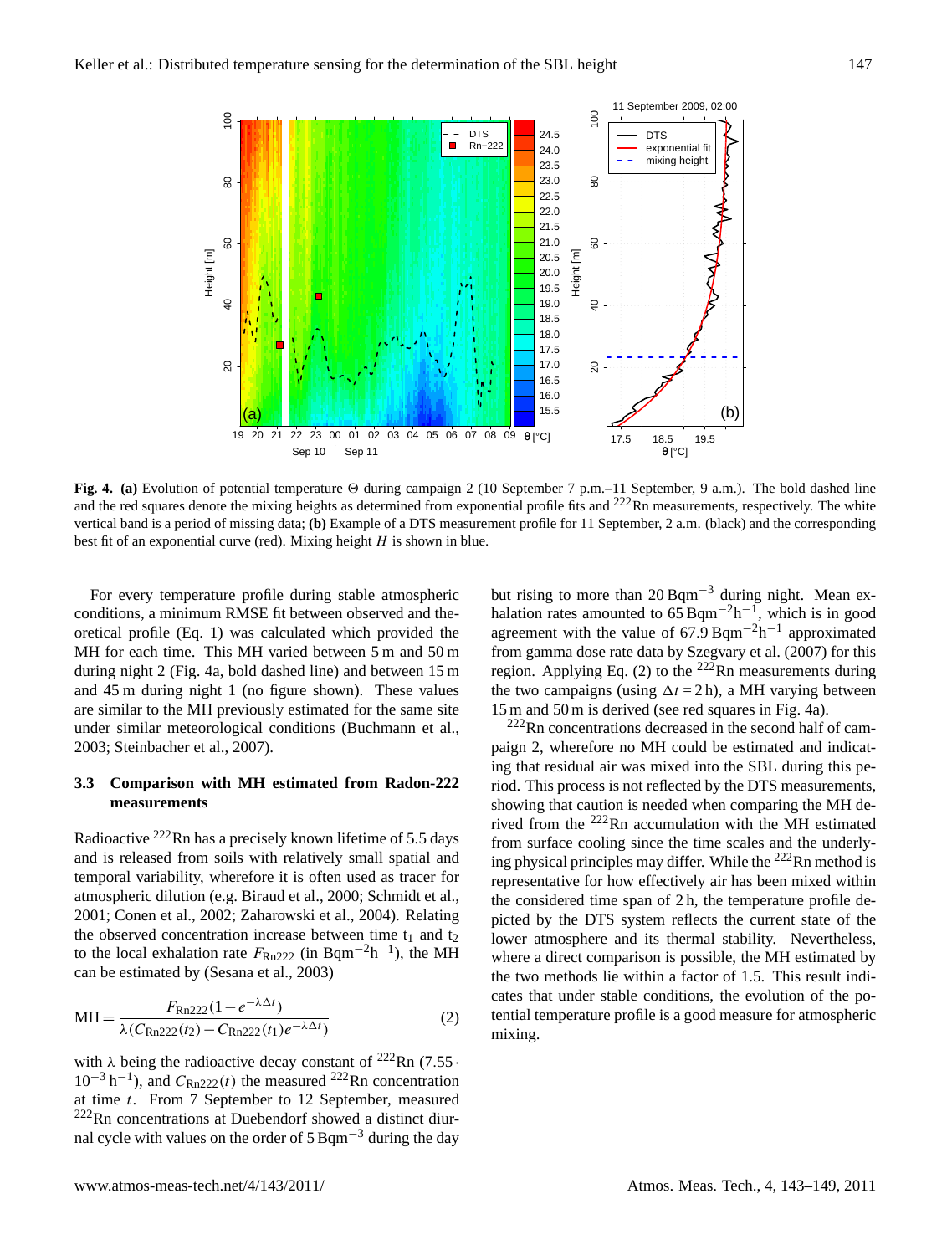**Fig. 4. (a)** Evolution of potential temperature $\Theta$ during campaign 2 (10 September 7 p.m.–11 September, 9 a.m.). The bold dashed line and the red squares denote the mixing heights as determined from exponential profile fits and $^{222}$Rn measurements, respectively. The white vertical band is a period of missing data; **(b)** Example of a DTS measurement profile for 11 September, 2 a.m. (black) and the corresponding best fit of an exponential curve (red). Mixing height $H$ is shown in blue.

For every temperature profile during stable atmospheric conditions, a minimum RMSE fit between observed and theoretical profile (Eq. 1) was calculated which provided the MH for each time. This MH varied between 5 m and 50 m during night 2 (Fig. 4a, bold dashed line) and between 15 m and 45 m during night 1 (no figure shown). These values are similar to the MH previously estimated for the same site under similar meteorological conditions (Buchmann et al., 2003; Steinbacher et al., 2007).

### 3.3 Comparison with MH estimated from Radon-222 measurements

Radioactive $^{222}$Rn has a precisely known lifetime of 5.5 days and is released from soils with relatively small spatial and temporal variability, wherefore it is often used as tracer for atmospheric dilution (e.g. Biraud et al., 2000; Schmidt et al., 2001; Conen et al., 2002; Zaharowski et al., 2004). Relating the observed concentration increase between time $t_1$ and $t_2$ to the local exhalation rate $F_{\mathrm{Rn222}}$ (in $\mathrm{Bq\,m^{-2}h^{-1}}$), the MH can be estimated by (Sesana et al., 2003)

$$\mathrm{MH} = \frac{F_{\mathrm{Rn222}}(1-e^{-\lambda\Delta t})}{\lambda(C_{\mathrm{Rn222}}(t_2)-C_{\mathrm{Rn222}}(t_1)e^{-\lambda\Delta t})} \tag{2}$$

with $\lambda$ being the radioactive decay constant of $^{222}$Rn ($7.55\cdot 10^{-3}\,\mathrm{h^{-1}}$), and $C_{\mathrm{Rn222}}(t)$ the measured $^{222}$Rn concentration at time $t$. From 7 September to 12 September, measured $^{222}$Rn concentrations at Duebendorf showed a distinct diurnal cycle with values on the order of $5\,\mathrm{Bq\,m^{-3}}$ during the day but rising to more than $20\,\mathrm{Bq\,m^{-3}}$ during night. Mean exhalation rates amounted to $65\,\mathrm{Bq\,m^{-2}h^{-1}}$, which is in good agreement with the value of $67.9\,\mathrm{Bq\,m^{-2}h^{-1}}$ approximated from gamma dose rate data by Szegvary et al. (2007) for this region. Applying Eq. (2) to the $^{222}$Rn measurements during the two campaigns (using $\Delta t = 2\,\mathrm{h}$), a MH varying between 15 m and 50 m is derived (see red squares in Fig. 4a).

$^{222}$Rn concentrations decreased in the second half of campaign 2, wherefore no MH could be estimated and indicating that residual air was mixed into the SBL during this period. This process is not reflected by the DTS measurements, showing that caution is needed when comparing the MH derived from the $^{222}$Rn accumulation with the MH estimated from surface cooling since the time scales and the underlying physical principles may differ. While the $^{222}$Rn method is representative for how effectively air has been mixed within the considered time span of 2 h, the temperature profile depicted by the DTS system reflects the current state of the lower atmosphere and its thermal stability. Nevertheless, where a direct comparison is possible, the MH estimated by the two methods lie within a factor of 1.5. This result indicates that under stable conditions, the evolution of the potential temperature profile is a good measure for atmospheric mixing.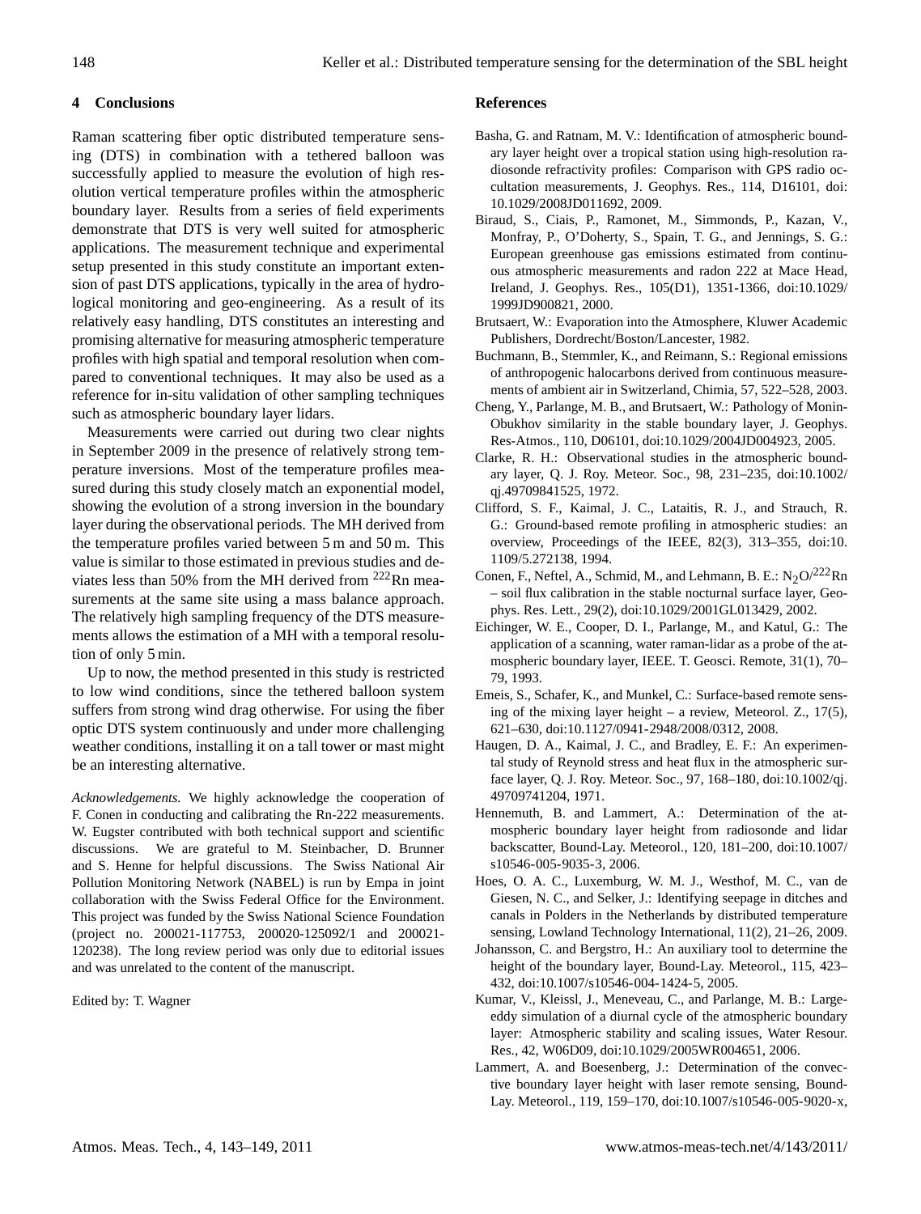## 4 Conclusions

Raman scattering fiber optic distributed temperature sensing (DTS) in combination with a tethered balloon was successfully applied to measure the evolution of high resolution vertical temperature profiles within the atmospheric boundary layer. Results from a series of field experiments demonstrate that DTS is very well suited for atmospheric applications. The measurement technique and experimental setup presented in this study constitute an important extension of past DTS applications, typically in the area of hydrological monitoring and geo-engineering. As a result of its relatively easy handling, DTS constitutes an interesting and promising alternative for measuring atmospheric temperature profiles with high spatial and temporal resolution when compared to conventional techniques. It may also be used as a reference for in-situ validation of other sampling techniques such as atmospheric boundary layer lidars.

Measurements were carried out during two clear nights in September 2009 in the presence of relatively strong temperature inversions. Most of the temperature profiles measured during this study closely match an exponential model, showing the evolution of a strong inversion in the boundary layer during the observational periods. The MH derived from the temperature profiles varied between 5 m and 50 m. This value is similar to those estimated in previous studies and deviates less than 50% from the MH derived from $^{222}$Rn measurements at the same site using a mass balance approach. The relatively high sampling frequency of the DTS measurements allows the estimation of a MH with a temporal resolution of only 5 min.

Up to now, the method presented in this study is restricted to low wind conditions, since the tethered balloon system suffers from strong wind drag otherwise. For using the fiber optic DTS system continuously and under more challenging weather conditions, installing it on a tall tower or mast might be an interesting alternative.

*Acknowledgements.* We highly acknowledge the cooperation of F. Conen in conducting and calibrating the Rn-222 measurements. W. Eugster contributed with both technical support and scientific discussions. We are grateful to M. Steinbacher, D. Brunner and S. Henne for helpful discussions. The Swiss National Air Pollution Monitoring Network (NABEL) is run by Empa in joint collaboration with the Swiss Federal Office for the Environment. This project was funded by the Swiss National Science Foundation (project no. 200021-117753, 200020-125092/1 and 200021-120238). The long review period was only due to editorial issues and was unrelated to the content of the manuscript.

Edited by: T. Wagner

## References

Basha, G. and Ratnam, M. V.: Identification of atmospheric boundary layer height over a tropical station using high-resolution radiosonde refractivity profiles: Comparison with GPS radio occultation measurements, J. Geophys. Res., 114, D16101, doi: 10.1029/2008JD011692, 2009.

Biraud, S., Ciais, P., Ramonet, M., Simmonds, P., Kazan, V., Monfray, P., O'Doherty, S., Spain, T. G., and Jennings, S. G.: European greenhouse gas emissions estimated from continuous atmospheric measurements and radon 222 at Mace Head, Ireland, J. Geophys. Res., 105(D1), 1351-1366, doi:10.1029/1999JD900821, 2000.

Brutsaert, W.: Evaporation into the Atmosphere, Kluwer Academic Publishers, Dordrecht/Boston/Lancester, 1982.

Buchmann, B., Stemmler, K., and Reimann, S.: Regional emissions of anthropogenic halocarbons derived from continuous measurements of ambient air in Switzerland, Chimia, 57, 522–528, 2003.

Cheng, Y., Parlange, M. B., and Brutsaert, W.: Pathology of Monin-Obukhov similarity in the stable boundary layer, J. Geophys. Res-Atmos., 110, D06101, doi:10.1029/2004JD004923, 2005.

Clarke, R. H.: Observational studies in the atmospheric boundary layer, Q. J. Roy. Meteor. Soc., 98, 231–235, doi:10.1002/qj.49709841525, 1972.

Clifford, S. F., Kaimal, J. C., Lataitis, R. J., and Strauch, R. G.: Ground-based remote profiling in atmospheric studies: an overview, Proceedings of the IEEE, 82(3), 313–355, doi:10.1109/5.272138, 1994.

Conen, F., Neftel, A., Schmid, M., and Lehmann, B. E.: $N_2O$/$^{222}$Rn – soil flux calibration in the stable nocturnal surface layer, Geophys. Res. Lett., 29(2), doi:10.1029/2001GL013429, 2002.

Eichinger, W. E., Cooper, D. I., Parlange, M., and Katul, G.: The application of a scanning, water raman-lidar as a probe of the atmospheric boundary layer, IEEE. T. Geosci. Remote, 31(1), 70–79, 1993.

Emeis, S., Schafer, K., and Munkel, C.: Surface-based remote sensing of the mixing layer height – a review, Meteorol. Z., 17(5), 621–630, doi:10.1127/0941-2948/2008/0312, 2008.

Haugen, D. A., Kaimal, J. C., and Bradley, E. F.: An experimental study of Reynold stress and heat flux in the atmospheric surface layer, Q. J. Roy. Meteor. Soc., 97, 168–180, doi:10.1002/qj.49709741204, 1971.

Hennemuth, B. and Lammert, A.: Determination of the atmospheric boundary layer height from radiosonde and lidar backscatter, Bound-Lay. Meteorol., 120, 181–200, doi:10.1007/s10546-005-9035-3, 2006.

Hoes, O. A. C., Luxemburg, W. M. J., Westhof, M. C., van de Giesen, N. C., and Selker, J.: Identifying seepage in ditches and canals in Polders in the Netherlands by distributed temperature sensing, Lowland Technology International, 11(2), 21–26, 2009.

Johansson, C. and Bergstro, H.: An auxiliary tool to determine the height of the boundary layer, Bound-Lay. Meteorol., 115, 423–432, doi:10.1007/s10546-004-1424-5, 2005.

Kumar, V., Kleissl, J., Meneveau, C., and Parlange, M. B.: Large-eddy simulation of a diurnal cycle of the atmospheric boundary layer: Atmospheric stability and scaling issues, Water Resour. Res., 42, W06D09, doi:10.1029/2005WR004651, 2006.

Lammert, A. and Boesenberg, J.: Determination of the convective boundary layer height with laser remote sensing, Bound-Lay. Meteorol., 119, 159–170, doi:10.1007/s10546-005-9020-x,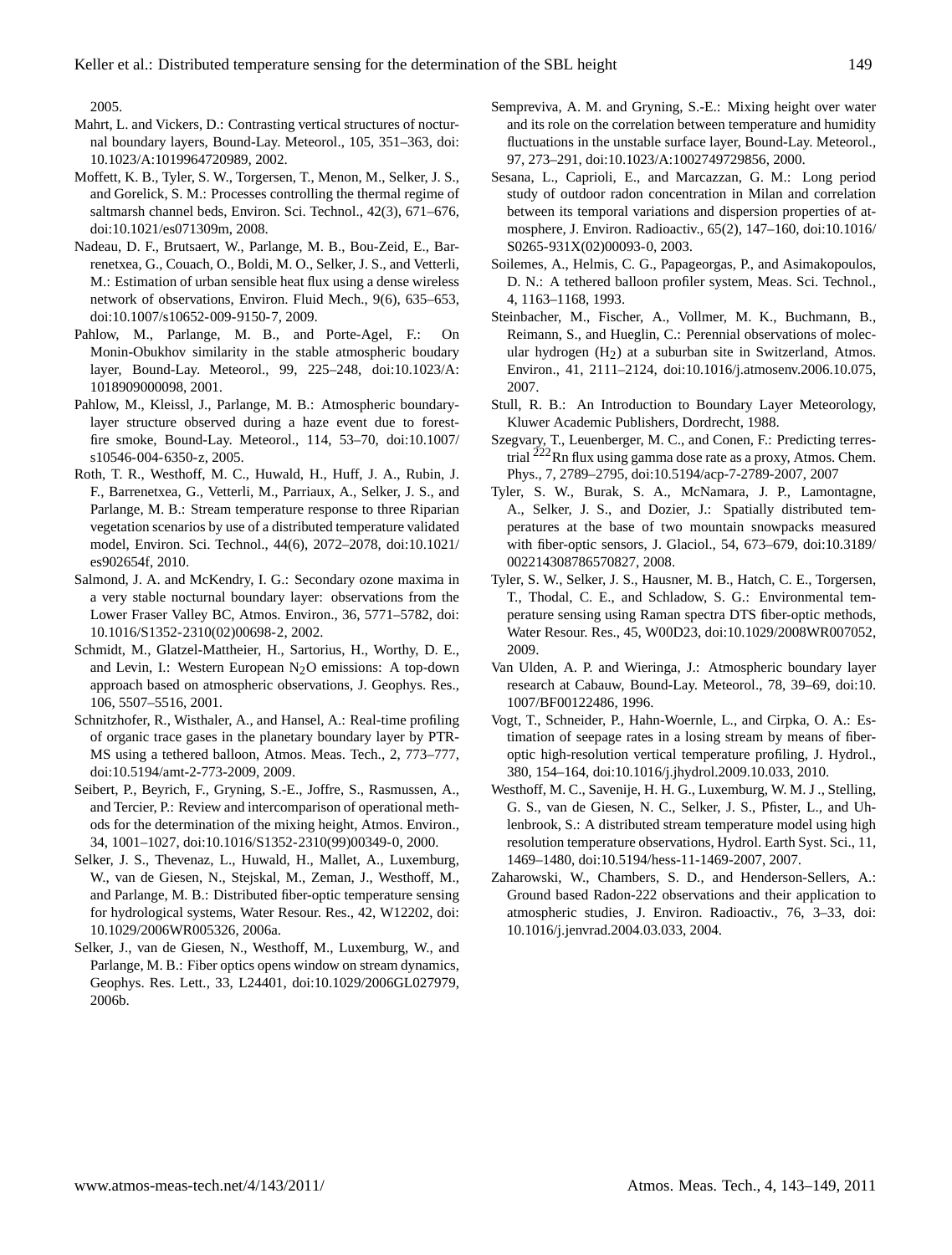2005.

Mahrt, L. and Vickers, D.: Contrasting vertical structures of nocturnal boundary layers, Bound-Lay. Meteorol., 105, 351–363, doi: 10.1023/A:1019964720989, 2002.

Moffett, K. B., Tyler, S. W., Torgersen, T., Menon, M., Selker, J. S., and Gorelick, S. M.: Processes controlling the thermal regime of saltmarsh channel beds, Environ. Sci. Technol., 42(3), 671–676, doi:10.1021/es071309m, 2008.

Nadeau, D. F., Brutsaert, W., Parlange, M. B., Bou-Zeid, E., Barrenetxea, G., Couach, O., Boldi, M. O., Selker, J. S., and Vetterli, M.: Estimation of urban sensible heat flux using a dense wireless network of observations, Environ. Fluid Mech., 9(6), 635–653, doi:10.1007/s10652-009-9150-7, 2009.

Pahlow, M., Parlange, M. B., and Porte-Agel, F.: On Monin-Obukhov similarity in the stable atmospheric boudary layer, Bound-Lay. Meteorol., 99, 225–248, doi:10.1023/A:1018909000098, 2001.

Pahlow, M., Kleissl, J., Parlange, M. B.: Atmospheric boundary-layer structure observed during a haze event due to forest-fire smoke, Bound-Lay. Meteorol., 114, 53–70, doi:10.1007/s10546-004-6350-z, 2005.

Roth, T. R., Westhoff, M. C., Huwald, H., Huff, J. A., Rubin, J. F., Barrenetxea, G., Vetterli, M., Parriaux, A., Selker, J. S., and Parlange, M. B.: Stream temperature response to three Riparian vegetation scenarios by use of a distributed temperature validated model, Environ. Sci. Technol., 44(6), 2072–2078, doi:10.1021/es902654f, 2010.

Salmond, J. A. and McKendry, I. G.: Secondary ozone maxima in a very stable nocturnal boundary layer: observations from the Lower Fraser Valley BC, Atmos. Environ., 36, 5771–5782, doi: 10.1016/S1352-2310(02)00698-2, 2002.

Schmidt, M., Glatzel-Mattheier, H., Sartorius, H., Worthy, D. E., and Levin, I.: Western European $N_2O$ emissions: A top-down approach based on atmospheric observations, J. Geophys. Res., 106, 5507–5516, 2001.

Schnitzhofer, R., Wisthaler, A., and Hansel, A.: Real-time profiling of organic trace gases in the planetary boundary layer by PTR-MS using a tethered balloon, Atmos. Meas. Tech., 2, 773–777, doi:10.5194/amt-2-773-2009, 2009.

Seibert, P., Beyrich, F., Gryning, S.-E., Joffre, S., Rasmussen, A., and Tercier, P.: Review and intercomparison of operational methods for the determination of the mixing height, Atmos. Environ., 34, 1001–1027, doi:10.1016/S1352-2310(99)00349-0, 2000.

Selker, J. S., Thevenaz, L., Huwald, H., Mallet, A., Luxemburg, W., van de Giesen, N., Stejskal, M., Zeman, J., Westhoff, M., and Parlange, M. B.: Distributed fiber-optic temperature sensing for hydrological systems, Water Resour. Res., 42, W12202, doi: 10.1029/2006WR005326, 2006a.

Selker, J., van de Giesen, N., Westhoff, M., Luxemburg, W., and Parlange, M. B.: Fiber optics opens window on stream dynamics, Geophys. Res. Lett., 33, L24401, doi:10.1029/2006GL027979, 2006b.

Sempreviva, A. M. and Gryning, S.-E.: Mixing height over water and its role on the correlation between temperature and humidity fluctuations in the unstable surface layer, Bound-Lay. Meteorol., 97, 273–291, doi:10.1023/A:1002749729856, 2000.

Sesana, L., Caprioli, E., and Marcazzan, G. M.: Long period study of outdoor radon concentration in Milan and correlation between its temporal variations and dispersion properties of atmosphere, J. Environ. Radioactiv., 65(2), 147–160, doi:10.1016/S0265-931X(02)00093-0, 2003.

Soilemes, A., Helmis, C. G., Papageorgas, P., and Asimakopoulos, D. N.: A tethered balloon profiler system, Meas. Sci. Technol., 4, 1163–1168, 1993.

Steinbacher, M., Fischer, A., Vollmer, M. K., Buchmann, B., Reimann, S., and Hueglin, C.: Perennial observations of molecular hydrogen ($H_2$) at a suburban site in Switzerland, Atmos. Environ., 41, 2111–2124, doi:10.1016/j.atmosenv.2006.10.075, 2007.

Stull, R. B.: An Introduction to Boundary Layer Meteorology, Kluwer Academic Publishers, Dordrecht, 1988.

Szegvary, T., Leuenberger, M. C., and Conen, F.: Predicting terrestrial $^{222}$Rn flux using gamma dose rate as a proxy, Atmos. Chem. Phys., 7, 2789–2795, doi:10.5194/acp-7-2789-2007, 2007

Tyler, S. W., Burak, S. A., McNamara, J. P., Lamontagne, A., Selker, J. S., and Dozier, J.: Spatially distributed temperatures at the base of two mountain snowpacks measured with fiber-optic sensors, J. Glaciol., 54, 673–679, doi:10.3189/002214308786570827, 2008.

Tyler, S. W., Selker, J. S., Hausner, M. B., Hatch, C. E., Torgersen, T., Thodal, C. E., and Schladow, S. G.: Environmental temperature sensing using Raman spectra DTS fiber-optic methods, Water Resour. Res., 45, W00D23, doi:10.1029/2008WR007052, 2009.

Van Ulden, A. P. and Wieringa, J.: Atmospheric boundary layer research at Cabauw, Bound-Lay. Meteorol., 78, 39–69, doi:10.1007/BF00122486, 1996.

Vogt, T., Schneider, P., Hahn-Woernle, L., and Cirpka, O. A.: Estimation of seepage rates in a losing stream by means of fiber-optic high-resolution vertical temperature profiling, J. Hydrol., 380, 154–164, doi:10.1016/j.jhydrol.2009.10.033, 2010.

Westhoff, M. C., Savenije, H. H. G., Luxemburg, W. M. J ., Stelling, G. S., van de Giesen, N. C., Selker, J. S., Pfister, L., and Uhlenbrook, S.: A distributed stream temperature model using high resolution temperature observations, Hydrol. Earth Syst. Sci., 11, 1469–1480, doi:10.5194/hess-11-1469-2007, 2007.

Zaharowski, W., Chambers, S. D., and Henderson-Sellers, A.: Ground based Radon-222 observations and their application to atmospheric studies, J. Environ. Radioactiv., 76, 3–33, doi: 10.1016/j.jenvrad.2004.03.033, 2004.